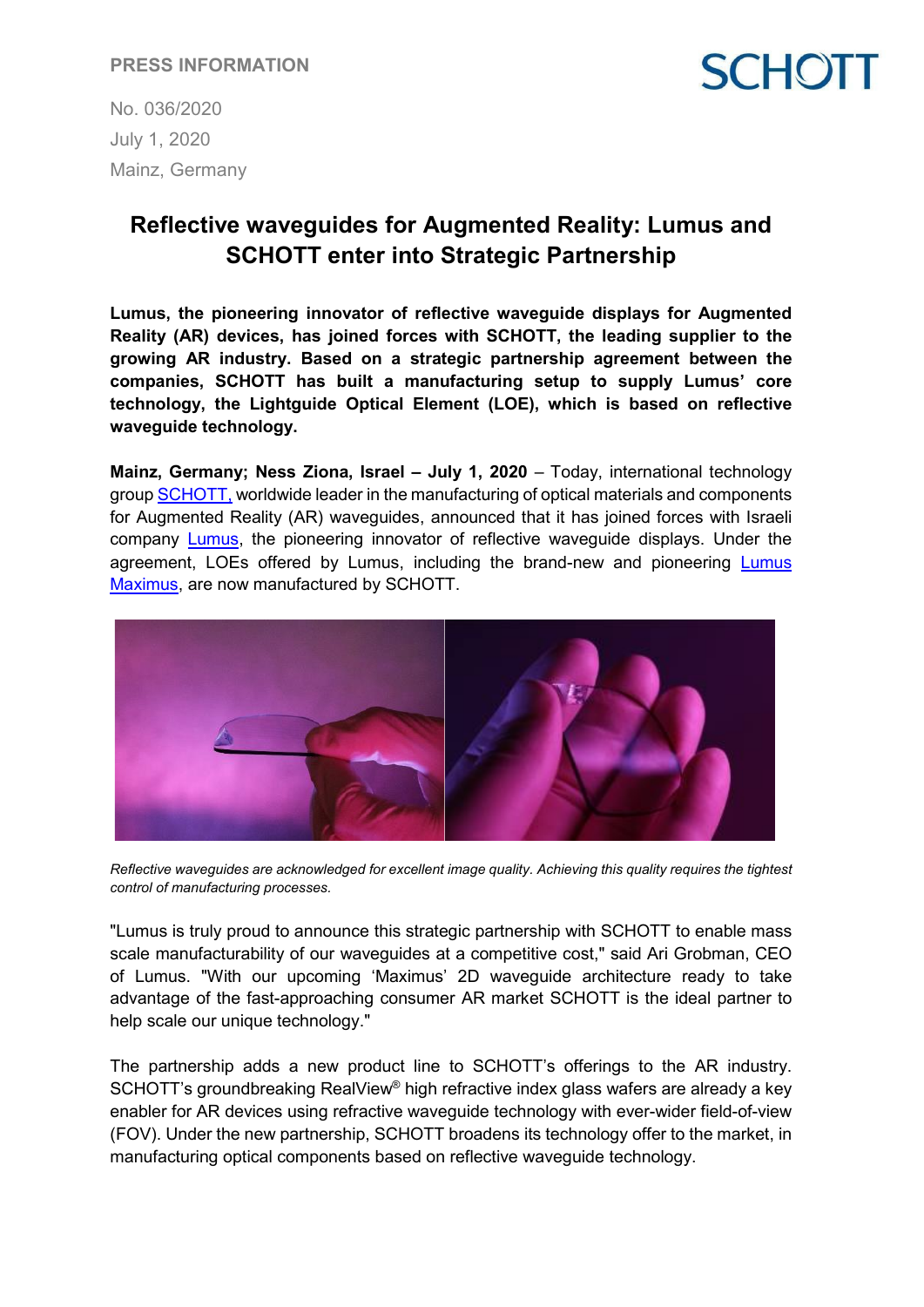PRESS INFORMATION

No. 036/2020
July 1, 2020
Mainz, Germany

# Reflective waveguides for Augmented Reality: Lumus and SCHOTT enter into Strategic Partnership

**Lumus, the pioneering innovator of reflective waveguide displays for Augmented Reality (AR) devices, has joined forces with SCHOTT, the leading supplier to the growing AR industry. Based on a strategic partnership agreement between the companies, SCHOTT has built a manufacturing setup to supply Lumus' core technology, the Lightguide Optical Element (LOE), which is based on reflective waveguide technology.**

**Mainz, Germany; Ness Ziona, Israel – July 1, 2020** – Today, international technology group SCHOTT, worldwide leader in the manufacturing of optical materials and components for Augmented Reality (AR) waveguides, announced that it has joined forces with Israeli company Lumus, the pioneering innovator of reflective waveguide displays. Under the agreement, LOEs offered by Lumus, including the brand-new and pioneering Lumus Maximus, are now manufactured by SCHOTT.

*Reflective waveguides are acknowledged for excellent image quality. Achieving this quality requires the tightest control of manufacturing processes.*

"Lumus is truly proud to announce this strategic partnership with SCHOTT to enable mass scale manufacturability of our waveguides at a competitive cost," said Ari Grobman, CEO of Lumus. "With our upcoming 'Maximus' 2D waveguide architecture ready to take advantage of the fast-approaching consumer AR market SCHOTT is the ideal partner to help scale our unique technology."

The partnership adds a new product line to SCHOTT's offerings to the AR industry. SCHOTT's groundbreaking RealView® high refractive index glass wafers are already a key enabler for AR devices using refractive waveguide technology with ever-wider field-of-view (FOV). Under the new partnership, SCHOTT broadens its technology offer to the market, in manufacturing optical components based on reflective waveguide technology.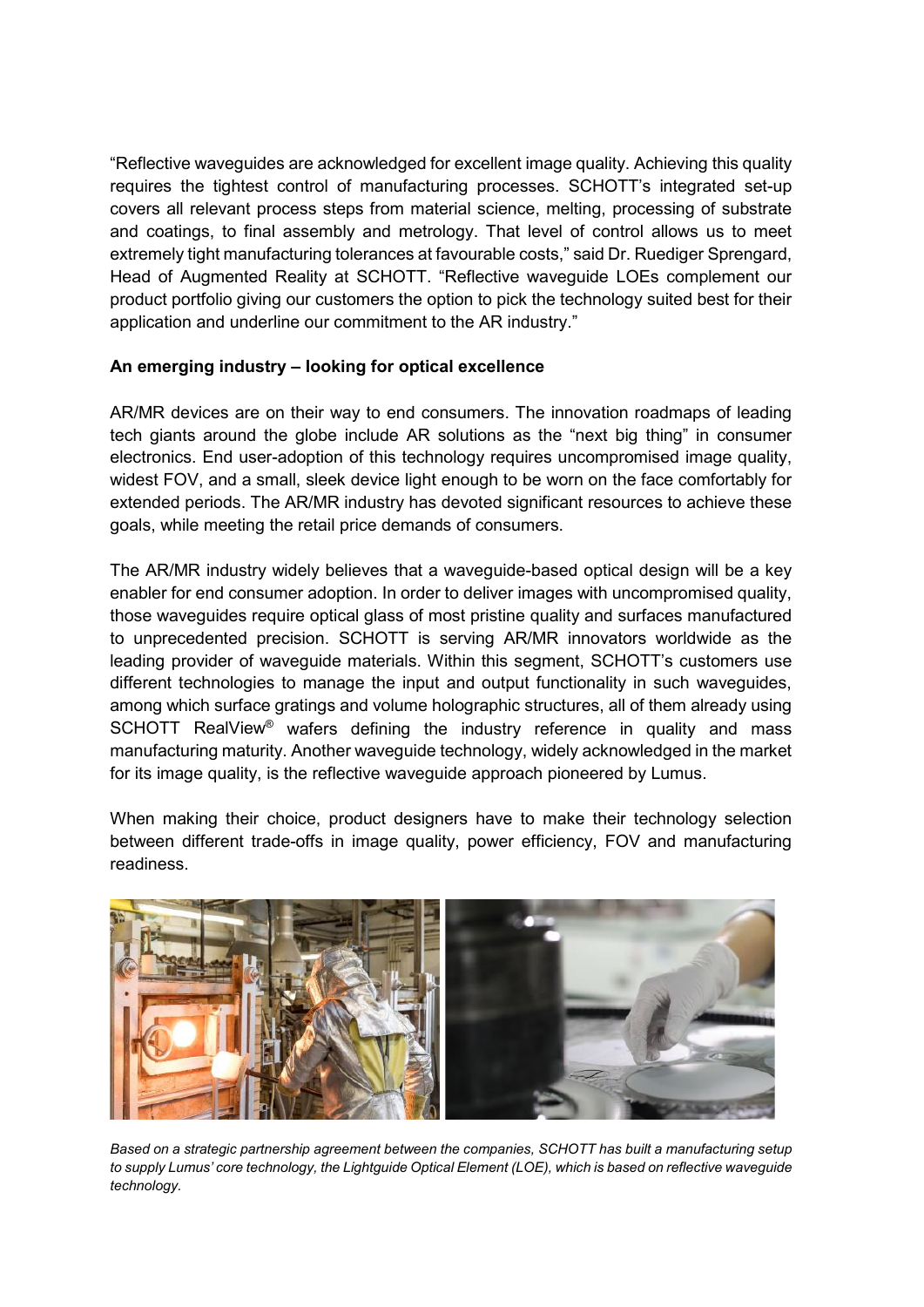"Reflective waveguides are acknowledged for excellent image quality. Achieving this quality requires the tightest control of manufacturing processes. SCHOTT's integrated set-up covers all relevant process steps from material science, melting, processing of substrate and coatings, to final assembly and metrology. That level of control allows us to meet extremely tight manufacturing tolerances at favourable costs," said Dr. Ruediger Sprengard, Head of Augmented Reality at SCHOTT. "Reflective waveguide LOEs complement our product portfolio giving our customers the option to pick the technology suited best for their application and underline our commitment to the AR industry."

**An emerging industry – looking for optical excellence**

AR/MR devices are on their way to end consumers. The innovation roadmaps of leading tech giants around the globe include AR solutions as the "next big thing" in consumer electronics. End user-adoption of this technology requires uncompromised image quality, widest FOV, and a small, sleek device light enough to be worn on the face comfortably for extended periods. The AR/MR industry has devoted significant resources to achieve these goals, while meeting the retail price demands of consumers.

The AR/MR industry widely believes that a waveguide-based optical design will be a key enabler for end consumer adoption. In order to deliver images with uncompromised quality, those waveguides require optical glass of most pristine quality and surfaces manufactured to unprecedented precision. SCHOTT is serving AR/MR innovators worldwide as the leading provider of waveguide materials. Within this segment, SCHOTT's customers use different technologies to manage the input and output functionality in such waveguides, among which surface gratings and volume holographic structures, all of them already using SCHOTT RealView® wafers defining the industry reference in quality and mass manufacturing maturity. Another waveguide technology, widely acknowledged in the market for its image quality, is the reflective waveguide approach pioneered by Lumus.

When making their choice, product designers have to make their technology selection between different trade-offs in image quality, power efficiency, FOV and manufacturing readiness.

*Based on a strategic partnership agreement between the companies, SCHOTT has built a manufacturing setup to supply Lumus' core technology, the Lightguide Optical Element (LOE), which is based on reflective waveguide technology.*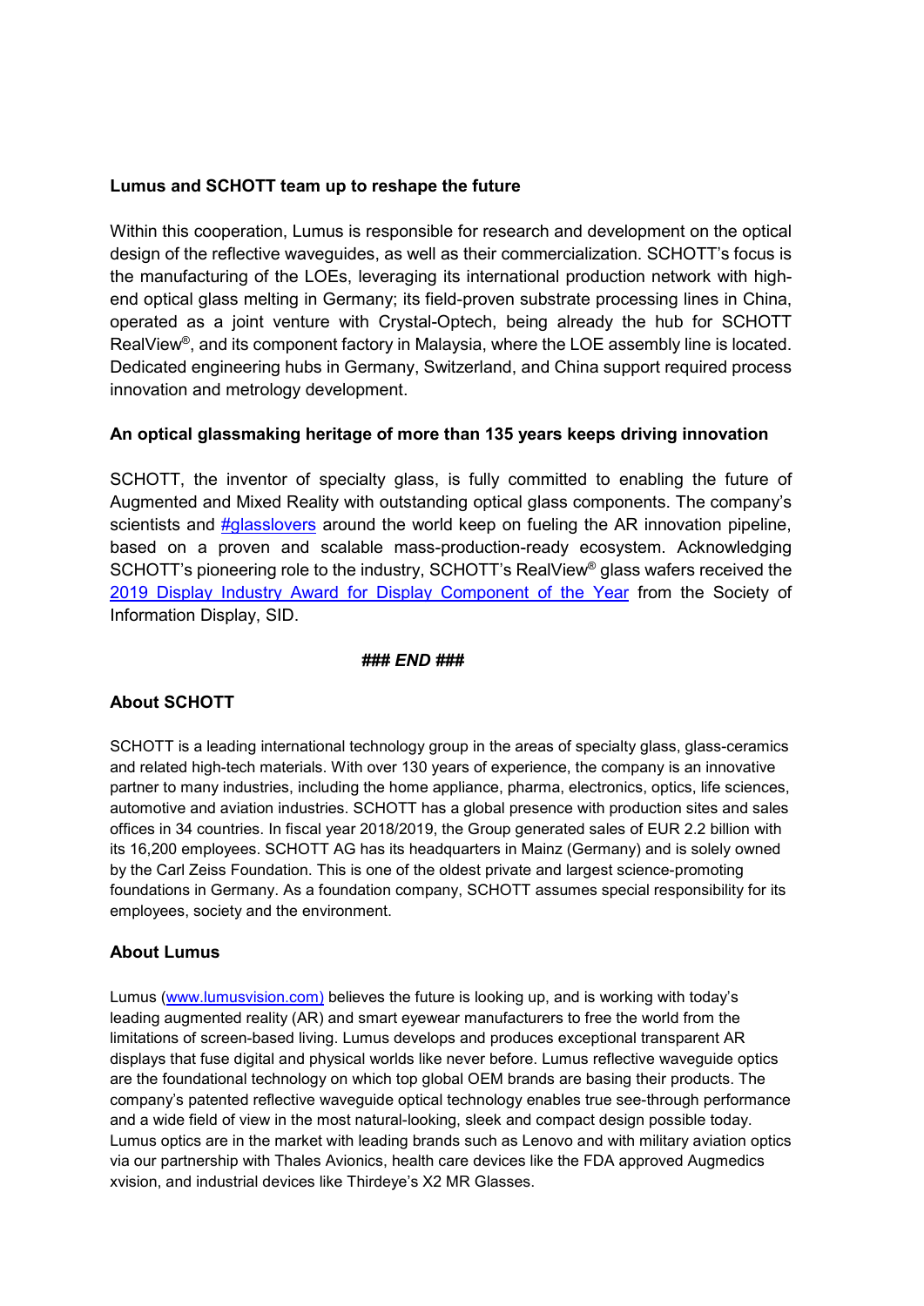**Lumus and SCHOTT team up to reshape the future**

Within this cooperation, Lumus is responsible for research and development on the optical design of the reflective waveguides, as well as their commercialization. SCHOTT's focus is the manufacturing of the LOEs, leveraging its international production network with high-end optical glass melting in Germany; its field-proven substrate processing lines in China, operated as a joint venture with Crystal-Optech, being already the hub for SCHOTT RealView®, and its component factory in Malaysia, where the LOE assembly line is located. Dedicated engineering hubs in Germany, Switzerland, and China support required process innovation and metrology development.

**An optical glassmaking heritage of more than 135 years keeps driving innovation**

SCHOTT, the inventor of specialty glass, is fully committed to enabling the future of Augmented and Mixed Reality with outstanding optical glass components. The company's scientists and #glasslovers around the world keep on fueling the AR innovation pipeline, based on a proven and scalable mass-production-ready ecosystem. Acknowledging SCHOTT's pioneering role to the industry, SCHOTT's RealView® glass wafers received the 2019 Display Industry Award for Display Component of the Year from the Society of Information Display, SID.

***### END ###***

**About SCHOTT**

SCHOTT is a leading international technology group in the areas of specialty glass, glass-ceramics and related high-tech materials. With over 130 years of experience, the company is an innovative partner to many industries, including the home appliance, pharma, electronics, optics, life sciences, automotive and aviation industries. SCHOTT has a global presence with production sites and sales offices in 34 countries. In fiscal year 2018/2019, the Group generated sales of EUR 2.2 billion with its 16,200 employees. SCHOTT AG has its headquarters in Mainz (Germany) and is solely owned by the Carl Zeiss Foundation. This is one of the oldest private and largest science-promoting foundations in Germany. As a foundation company, SCHOTT assumes special responsibility for its employees, society and the environment.

**About Lumus**

Lumus (www.lumusvision.com) believes the future is looking up, and is working with today's leading augmented reality (AR) and smart eyewear manufacturers to free the world from the limitations of screen-based living. Lumus develops and produces exceptional transparent AR displays that fuse digital and physical worlds like never before. Lumus reflective waveguide optics are the foundational technology on which top global OEM brands are basing their products. The company's patented reflective waveguide optical technology enables true see-through performance and a wide field of view in the most natural-looking, sleek and compact design possible today. Lumus optics are in the market with leading brands such as Lenovo and with military aviation optics via our partnership with Thales Avionics, health care devices like the FDA approved Augmedics xvision, and industrial devices like Thirdeye's X2 MR Glasses.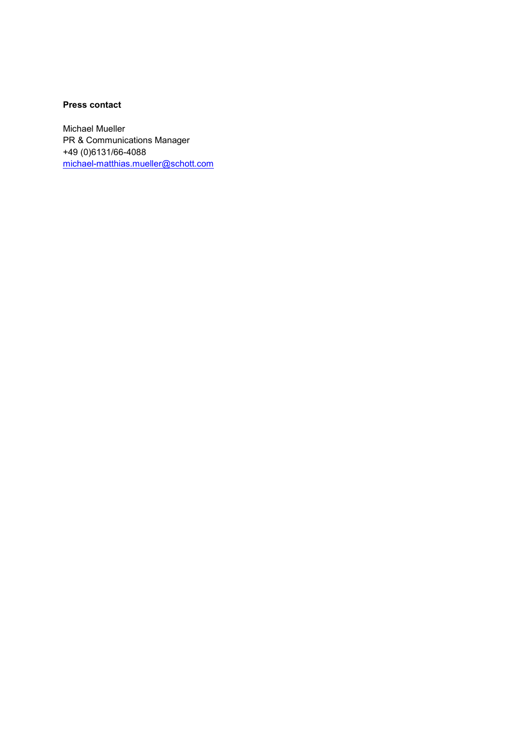**Press contact**

Michael Mueller
PR & Communications Manager
+49 (0)6131/66-4088
michael-matthias.mueller@schott.com